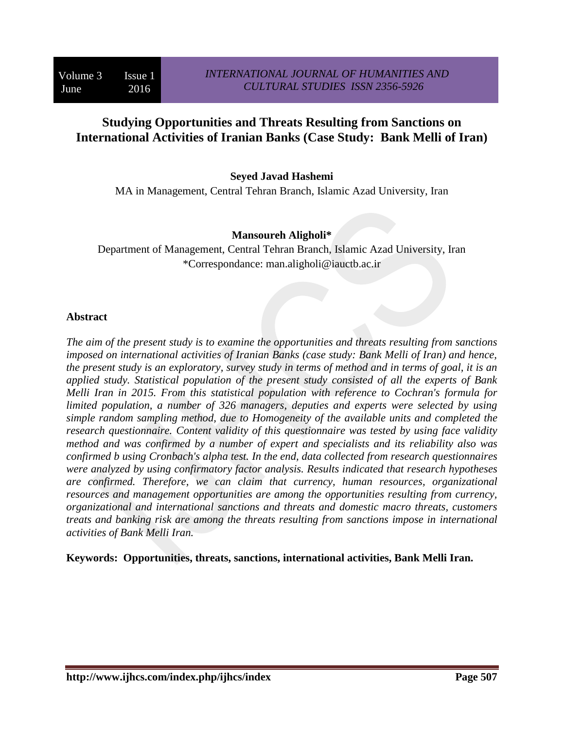# Studying Opportunities and Threats Resulting from Sanctions on International Activities of Iranian Banks (Case Study: Bank Melli of Iran)

**Seyed Javad Hashemi**

MA in Management, Central Tehran Branch, Islamic Azad University, Iran

**Mansoureh Aligholi***

Department of Management, Central Tehran Branch, Islamic Azad University, Iran

*Correspondance: man.aligholi@iauctb.ac.ir

## Abstract

*The aim of the present study is to examine the opportunities and threats resulting from sanctions imposed on international activities of Iranian Banks (case study: Bank Melli of Iran) and hence, the present study is an exploratory, survey study in terms of method and in terms of goal, it is an applied study. Statistical population of the present study consisted of all the experts of Bank Melli Iran in 2015. From this statistical population with reference to Cochran's formula for limited population, a number of 326 managers, deputies and experts were selected by using simple random sampling method, due to Homogeneity of the available units and completed the research questionnaire. Content validity of this questionnaire was tested by using face validity method and was confirmed by a number of expert and specialists and its reliability also was confirmed b using Cronbach's alpha test. In the end, data collected from research questionnaires were analyzed by using confirmatory factor analysis. Results indicated that research hypotheses are confirmed. Therefore, we can claim that currency, human resources, organizational resources and management opportunities are among the opportunities resulting from currency, organizational and international sanctions and threats and domestic macro threats, customers treats and banking risk are among the threats resulting from sanctions impose in international activities of Bank Melli Iran.*

**Keywords: Opportunities, threats, sanctions, international activities, Bank Melli Iran.**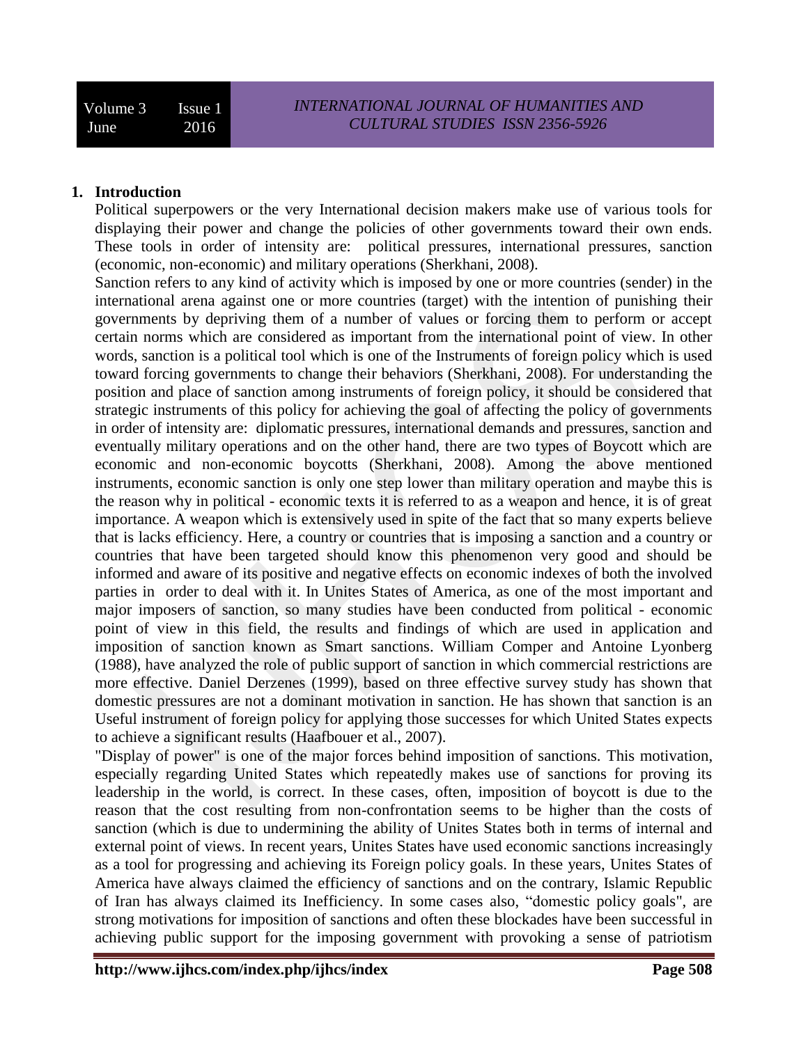## 1. Introduction

Political superpowers or the very International decision makers make use of various tools for displaying their power and change the policies of other governments toward their own ends. These tools in order of intensity are: political pressures, international pressures, sanction (economic, non-economic) and military operations (Sherkhani, 2008).

Sanction refers to any kind of activity which is imposed by one or more countries (sender) in the international arena against one or more countries (target) with the intention of punishing their governments by depriving them of a number of values or forcing them to perform or accept certain norms which are considered as important from the international point of view. In other words, sanction is a political tool which is one of the Instruments of foreign policy which is used toward forcing governments to change their behaviors (Sherkhani, 2008). For understanding the position and place of sanction among instruments of foreign policy, it should be considered that strategic instruments of this policy for achieving the goal of affecting the policy of governments in order of intensity are: diplomatic pressures, international demands and pressures, sanction and eventually military operations and on the other hand, there are two types of Boycott which are economic and non-economic boycotts (Sherkhani, 2008). Among the above mentioned instruments, economic sanction is only one step lower than military operation and maybe this is the reason why in political - economic texts it is referred to as a weapon and hence, it is of great importance. A weapon which is extensively used in spite of the fact that so many experts believe that is lacks efficiency. Here, a country or countries that is imposing a sanction and a country or countries that have been targeted should know this phenomenon very good and should be informed and aware of its positive and negative effects on economic indexes of both the involved parties in order to deal with it. In Unites States of America, as one of the most important and major imposers of sanction, so many studies have been conducted from political - economic point of view in this field, the results and findings of which are used in application and imposition of sanction known as Smart sanctions. William Comper and Antoine Lyonberg (1988), have analyzed the role of public support of sanction in which commercial restrictions are more effective. Daniel Derzenes (1999), based on three effective survey study has shown that domestic pressures are not a dominant motivation in sanction. He has shown that sanction is an Useful instrument of foreign policy for applying those successes for which United States expects to achieve a significant results (Haafbouer et al., 2007).

"Display of power" is one of the major forces behind imposition of sanctions. This motivation, especially regarding United States which repeatedly makes use of sanctions for proving its leadership in the world, is correct. In these cases, often, imposition of boycott is due to the reason that the cost resulting from non-confrontation seems to be higher than the costs of sanction (which is due to undermining the ability of Unites States both in terms of internal and external point of views. In recent years, Unites States have used economic sanctions increasingly as a tool for progressing and achieving its Foreign policy goals. In these years, Unites States of America have always claimed the efficiency of sanctions and on the contrary, Islamic Republic of Iran has always claimed its Inefficiency. In some cases also, "domestic policy goals", are strong motivations for imposition of sanctions and often these blockades have been successful in achieving public support for the imposing government with provoking a sense of patriotism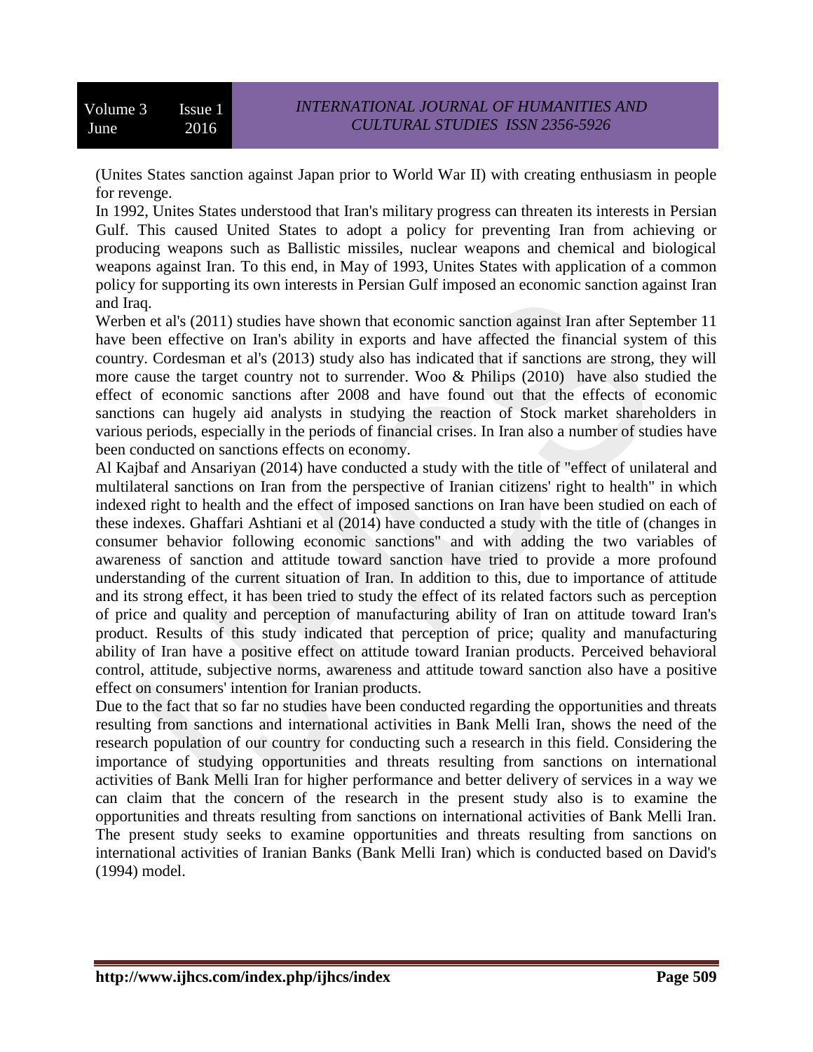(Unites States sanction against Japan prior to World War II) with creating enthusiasm in people for revenge.

In 1992, Unites States understood that Iran's military progress can threaten its interests in Persian Gulf. This caused United States to adopt a policy for preventing Iran from achieving or producing weapons such as Ballistic missiles, nuclear weapons and chemical and biological weapons against Iran. To this end, in May of 1993, Unites States with application of a common policy for supporting its own interests in Persian Gulf imposed an economic sanction against Iran and Iraq.

Werben et al's (2011) studies have shown that economic sanction against Iran after September 11 have been effective on Iran's ability in exports and have affected the financial system of this country. Cordesman et al's (2013) study also has indicated that if sanctions are strong, they will more cause the target country not to surrender. Woo & Philips (2010) have also studied the effect of economic sanctions after 2008 and have found out that the effects of economic sanctions can hugely aid analysts in studying the reaction of Stock market shareholders in various periods, especially in the periods of financial crises. In Iran also a number of studies have been conducted on sanctions effects on economy.

Al Kajbaf and Ansariyan (2014) have conducted a study with the title of "effect of unilateral and multilateral sanctions on Iran from the perspective of Iranian citizens' right to health" in which indexed right to health and the effect of imposed sanctions on Iran have been studied on each of these indexes. Ghaffari Ashtiani et al (2014) have conducted a study with the title of (changes in consumer behavior following economic sanctions" and with adding the two variables of awareness of sanction and attitude toward sanction have tried to provide a more profound understanding of the current situation of Iran. In addition to this, due to importance of attitude and its strong effect, it has been tried to study the effect of its related factors such as perception of price and quality and perception of manufacturing ability of Iran on attitude toward Iran's product. Results of this study indicated that perception of price; quality and manufacturing ability of Iran have a positive effect on attitude toward Iranian products. Perceived behavioral control, attitude, subjective norms, awareness and attitude toward sanction also have a positive effect on consumers' intention for Iranian products.

Due to the fact that so far no studies have been conducted regarding the opportunities and threats resulting from sanctions and international activities in Bank Melli Iran, shows the need of the research population of our country for conducting such a research in this field. Considering the importance of studying opportunities and threats resulting from sanctions on international activities of Bank Melli Iran for higher performance and better delivery of services in a way we can claim that the concern of the research in the present study also is to examine the opportunities and threats resulting from sanctions on international activities of Bank Melli Iran. The present study seeks to examine opportunities and threats resulting from sanctions on international activities of Iranian Banks (Bank Melli Iran) which is conducted based on David's (1994) model.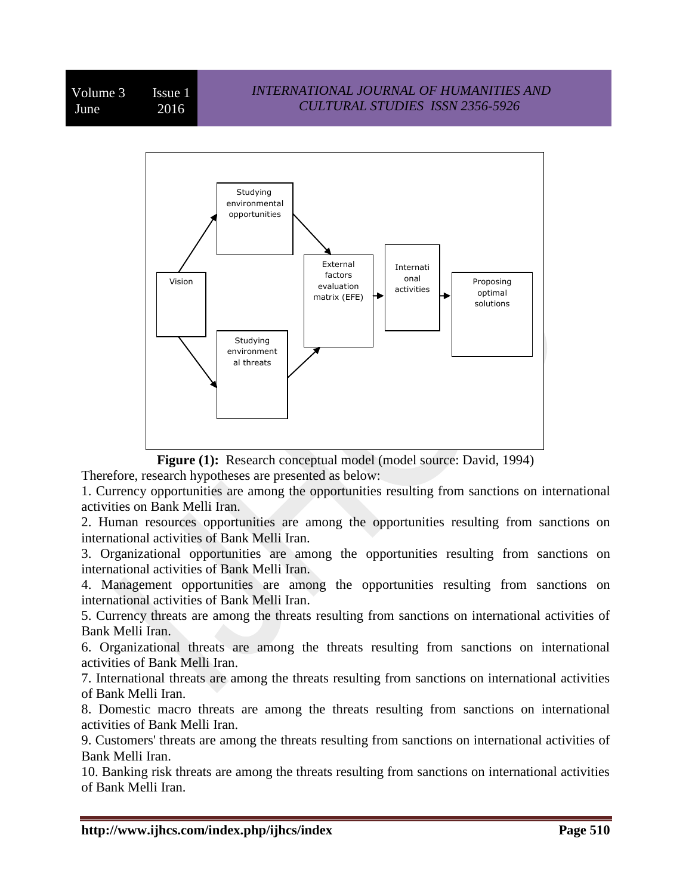**Figure (1):** Research conceptual model (model source: David, 1994)

Therefore, research hypotheses are presented as below:

1. Currency opportunities are among the opportunities resulting from sanctions on international activities on Bank Melli Iran.
2. Human resources opportunities are among the opportunities resulting from sanctions on international activities of Bank Melli Iran.
3. Organizational opportunities are among the opportunities resulting from sanctions on international activities of Bank Melli Iran.
4. Management opportunities are among the opportunities resulting from sanctions on international activities of Bank Melli Iran.
5. Currency threats are among the threats resulting from sanctions on international activities of Bank Melli Iran.
6. Organizational threats are among the threats resulting from sanctions on international activities of Bank Melli Iran.
7. International threats are among the threats resulting from sanctions on international activities of Bank Melli Iran.
8. Domestic macro threats are among the threats resulting from sanctions on international activities of Bank Melli Iran.
9. Customers' threats are among the threats resulting from sanctions on international activities of Bank Melli Iran.
10. Banking risk threats are among the threats resulting from sanctions on international activities of Bank Melli Iran.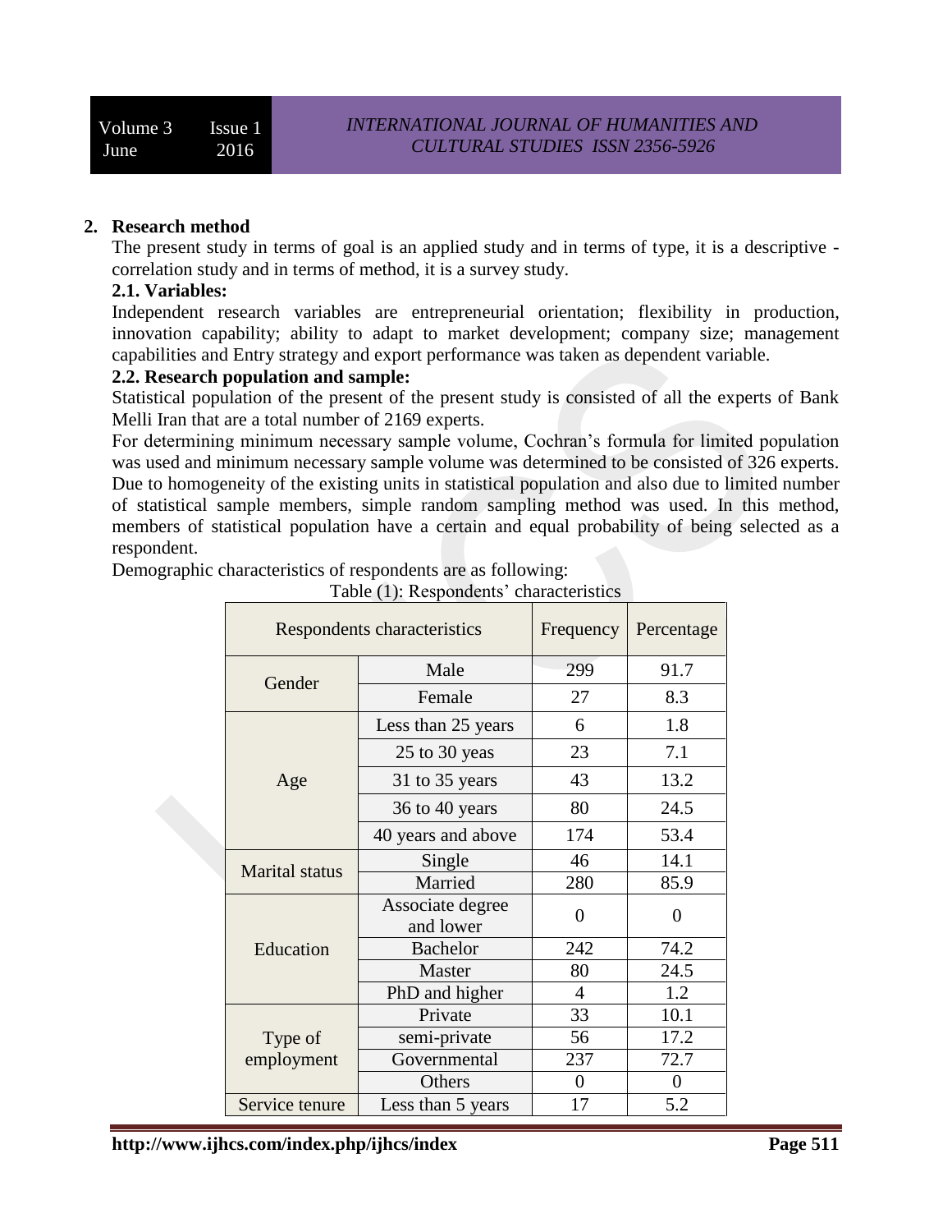## 2. Research method

The present study in terms of goal is an applied study and in terms of type, it is a descriptive - correlation study and in terms of method, it is a survey study.

### 2.1. Variables:

Independent research variables are entrepreneurial orientation; flexibility in production, innovation capability; ability to adapt to market development; company size; management capabilities and Entry strategy and export performance was taken as dependent variable.

### 2.2. Research population and sample:

Statistical population of the present of the present study is consisted of all the experts of Bank Melli Iran that are a total number of 2169 experts.

For determining minimum necessary sample volume, Cochran's formula for limited population was used and minimum necessary sample volume was determined to be consisted of 326 experts. Due to homogeneity of the existing units in statistical population and also due to limited number of statistical sample members, simple random sampling method was used. In this method, members of statistical population have a certain and equal probability of being selected as a respondent.

Demographic characteristics of respondents are as following:

Table (1): Respondents' characteristics

| Respondents characteristics | | Frequency | Percentage |
|---|---|---|---|
| Gender | Male | 299 | 91.7 |
| | Female | 27 | 8.3 |
| Age | Less than 25 years | 6 | 1.8 |
| | 25 to 30 yeas | 23 | 7.1 |
| | 31 to 35 years | 43 | 13.2 |
| | 36 to 40 years | 80 | 24.5 |
| | 40 years and above | 174 | 53.4 |
| Marital status | Single | 46 | 14.1 |
| | Married | 280 | 85.9 |
| Education | Associate degree and lower | 0 | 0 |
| | Bachelor | 242 | 74.2 |
| | Master | 80 | 24.5 |
| | PhD and higher | 4 | 1.2 |
| Type of employment | Private | 33 | 10.1 |
| | semi-private | 56 | 17.2 |
| | Governmental | 237 | 72.7 |
| | Others | 0 | 0 |
| Service tenure | Less than 5 years | 17 | 5.2 |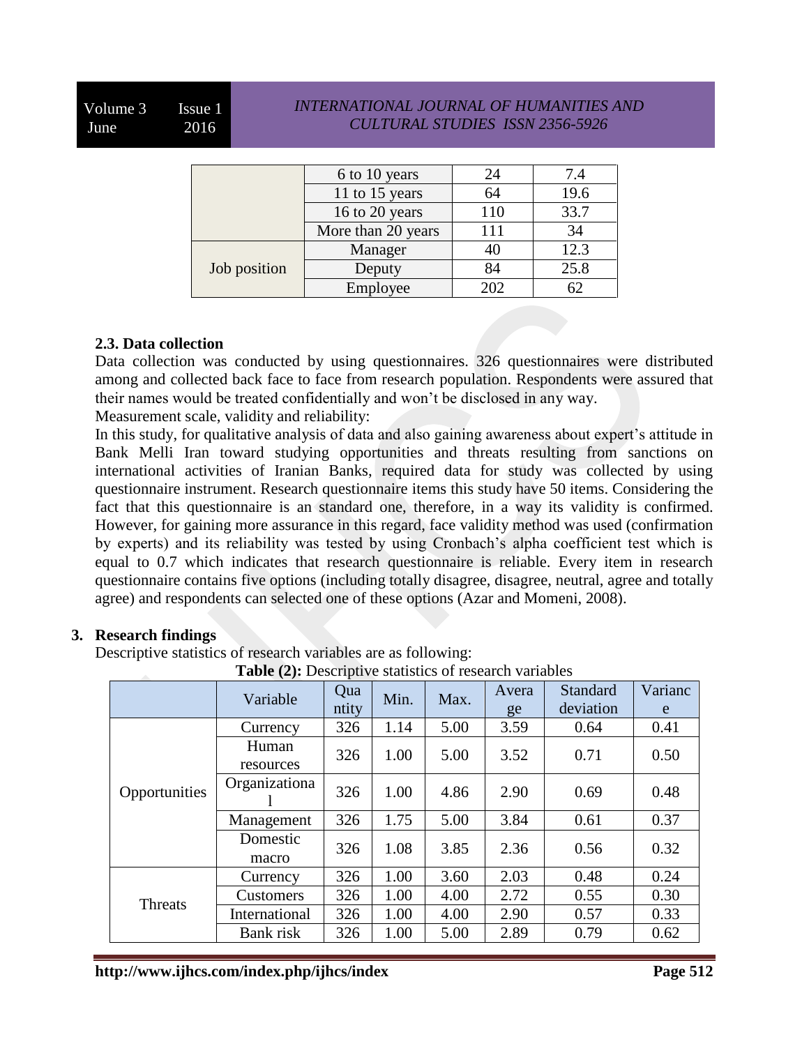|  | 6 to 10 years | 24 | 7.4 |
|---|---|---|---|
|  | 11 to 15 years | 64 | 19.6 |
|  | 16 to 20 years | 110 | 33.7 |
|  | More than 20 years | 111 | 34 |
| Job position | Manager | 40 | 12.3 |
|  | Deputy | 84 | 25.8 |
|  | Employee | 202 | 62 |

### 2.3. Data collection

Data collection was conducted by using questionnaires. 326 questionnaires were distributed among and collected back face to face from research population. Respondents were assured that their names would be treated confidentially and won't be disclosed in any way.

Measurement scale, validity and reliability:

In this study, for qualitative analysis of data and also gaining awareness about expert's attitude in Bank Melli Iran toward studying opportunities and threats resulting from sanctions on international activities of Iranian Banks, required data for study was collected by using questionnaire instrument. Research questionnaire items this study have 50 items. Considering the fact that this questionnaire is an standard one, therefore, in a way its validity is confirmed. However, for gaining more assurance in this regard, face validity method was used (confirmation by experts) and its reliability was tested by using Cronbach's alpha coefficient test which is equal to 0.7 which indicates that research questionnaire is reliable. Every item in research questionnaire contains five options (including totally disagree, disagree, neutral, agree and totally agree) and respondents can selected one of these options (Azar and Momeni, 2008).

## 3. Research findings

Descriptive statistics of research variables are as following:

**Table (2):** Descriptive statistics of research variables

|  | Variable | Quantity | Min. | Max. | Average | Standard deviation | Variance |
|---|---|---|---|---|---|---|---|
| Opportunities | Currency | 326 | 1.14 | 5.00 | 3.59 | 0.64 | 0.41 |
|  | Human resources | 326 | 1.00 | 5.00 | 3.52 | 0.71 | 0.50 |
|  | Organizational | 326 | 1.00 | 4.86 | 2.90 | 0.69 | 0.48 |
|  | Management | 326 | 1.75 | 5.00 | 3.84 | 0.61 | 0.37 |
|  | Domestic macro | 326 | 1.08 | 3.85 | 2.36 | 0.56 | 0.32 |
| Threats | Currency | 326 | 1.00 | 3.60 | 2.03 | 0.48 | 0.24 |
|  | Customers | 326 | 1.00 | 4.00 | 2.72 | 0.55 | 0.30 |
|  | International | 326 | 1.00 | 4.00 | 2.90 | 0.57 | 0.33 |
|  | Bank risk | 326 | 1.00 | 5.00 | 2.89 | 0.79 | 0.62 |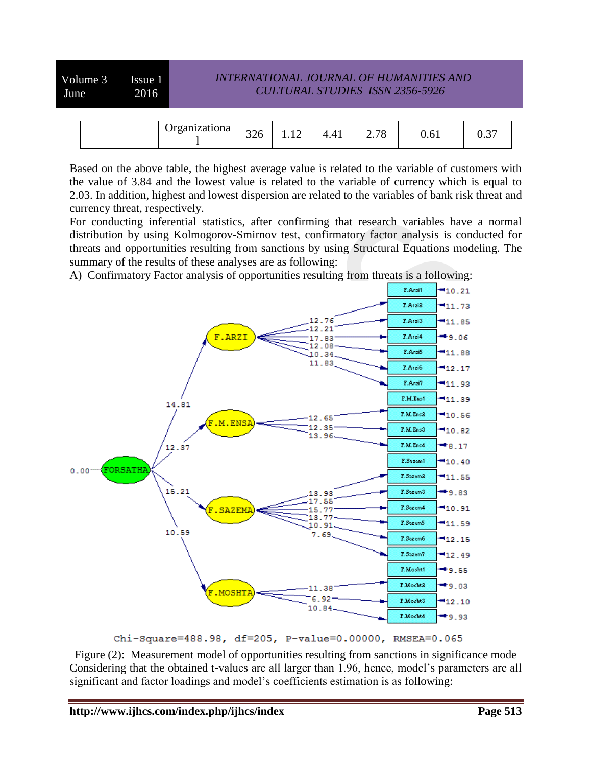|  | Organizational | 326 | 1.12 | 4.41 | 2.78 | 0.61 | 0.37 |
|---|---|---|---|---|---|---|---|

Based on the above table, the highest average value is related to the variable of customers with the value of 3.84 and the lowest value is related to the variable of currency which is equal to 2.03. In addition, highest and lowest dispersion are related to the variables of bank risk threat and currency threat, respectively.

For conducting inferential statistics, after confirming that research variables have a normal distribution by using Kolmogorov-Smirnov test, confirmatory factor analysis is conducted for threats and opportunities resulting from sanctions by using Structural Equations modeling. The summary of the results of these analyses are as following:

A) Confirmatory Factor analysis of opportunities resulting from threats is a following:

Chi-Square=488.98, df=205, P-value=0.00000, RMSEA=0.065

Figure (2): Measurement model of opportunities resulting from sanctions in significance mode

Considering that the obtained t-values are all larger than 1.96, hence, model's parameters are all significant and factor loadings and model's coefficients estimation is as following: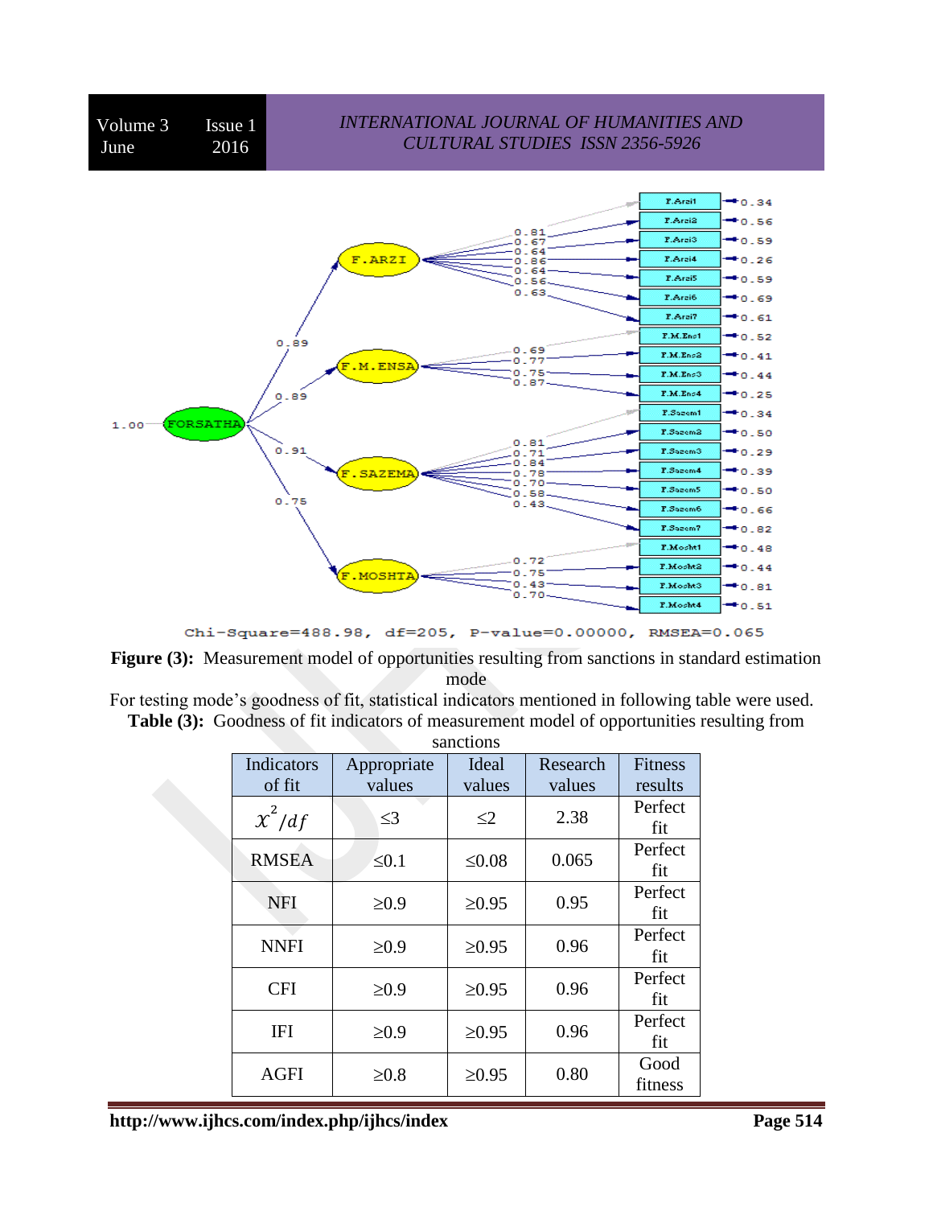Chi-Square=488.98, df=205, P-value=0.00000, RMSEA=0.065

**Figure (3):** Measurement model of opportunities resulting from sanctions in standard estimation mode

For testing mode's goodness of fit, statistical indicators mentioned in following table were used.

**Table (3):** Goodness of fit indicators of measurement model of opportunities resulting from sanctions

| Indicators of fit | Appropriate values | Ideal values | Research values | Fitness results |
|---|---|---|---|---|
| $\chi^2/df$ | ≤3 | ≤2 | 2.38 | Perfect fit |
| RMSEA | ≤0.1 | ≤0.08 | 0.065 | Perfect fit |
| NFI | ≥0.9 | ≥0.95 | 0.95 | Perfect fit |
| NNFI | ≥0.9 | ≥0.95 | 0.96 | Perfect fit |
| CFI | ≥0.9 | ≥0.95 | 0.96 | Perfect fit |
| IFI | ≥0.9 | ≥0.95 | 0.96 | Perfect fit |
| AGFI | ≥0.8 | ≥0.95 | 0.80 | Good fitness |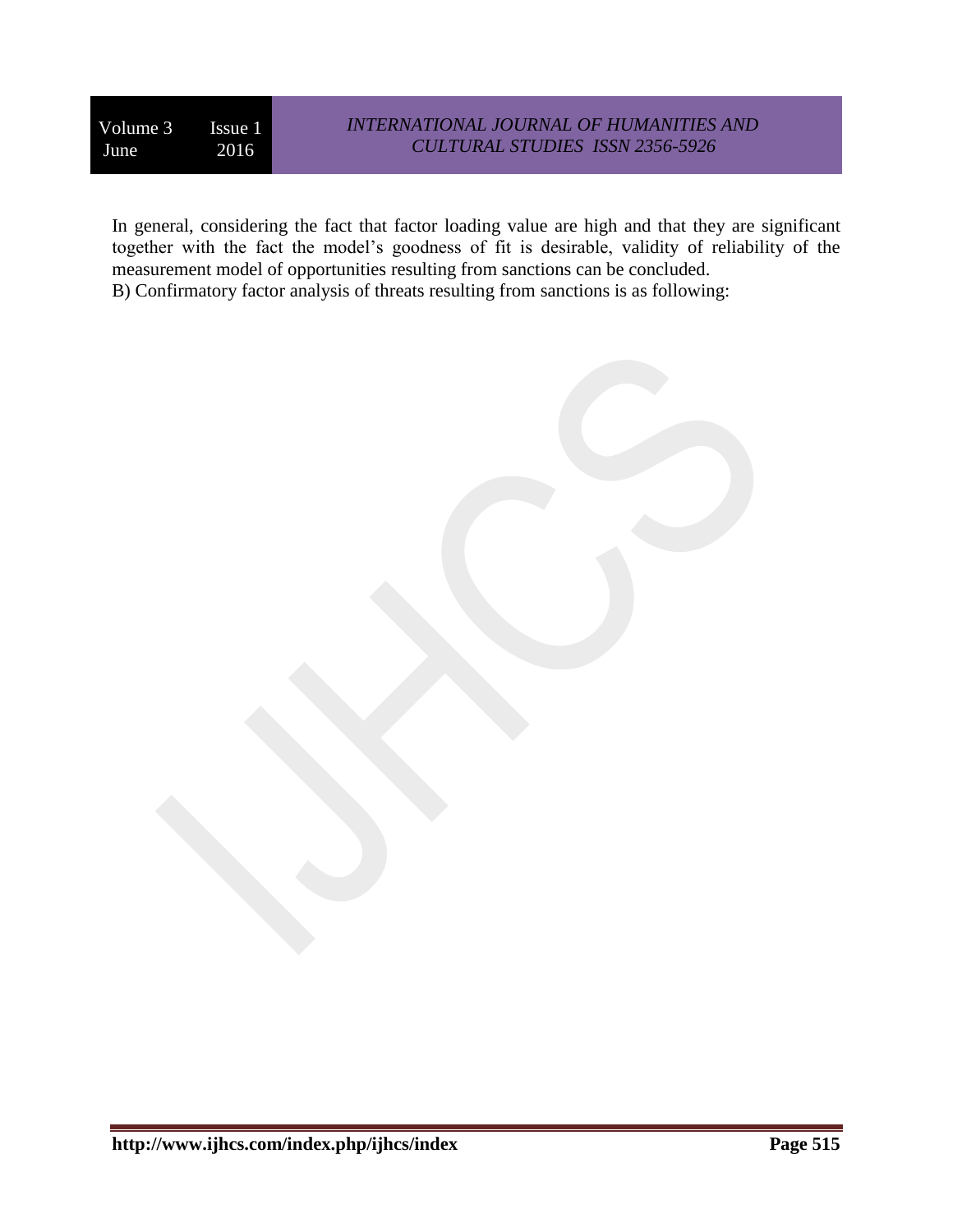In general, considering the fact that factor loading value are high and that they are significant together with the fact the model's goodness of fit is desirable, validity of reliability of the measurement model of opportunities resulting from sanctions can be concluded.

B) Confirmatory factor analysis of threats resulting from sanctions is as following: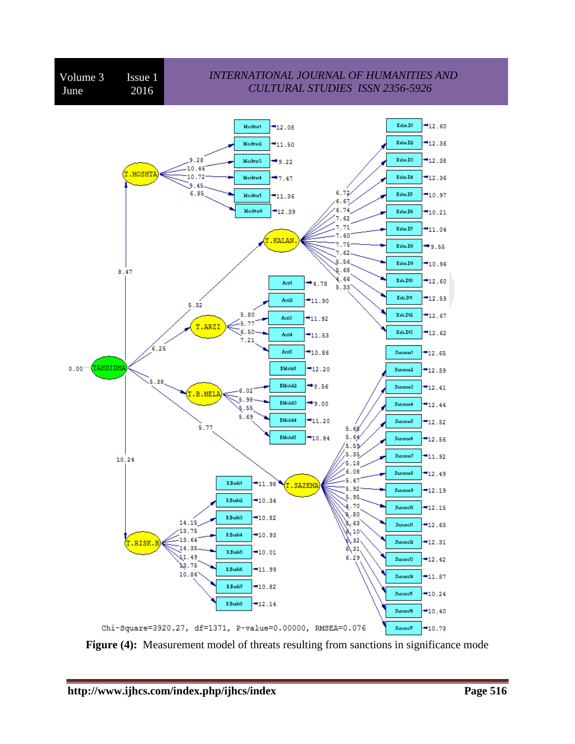Chi-Square=3920.27, df=1371, P-value=0.00000, RMSEA=0.076

**Figure (4):** Measurement model of threats resulting from sanctions in significance mode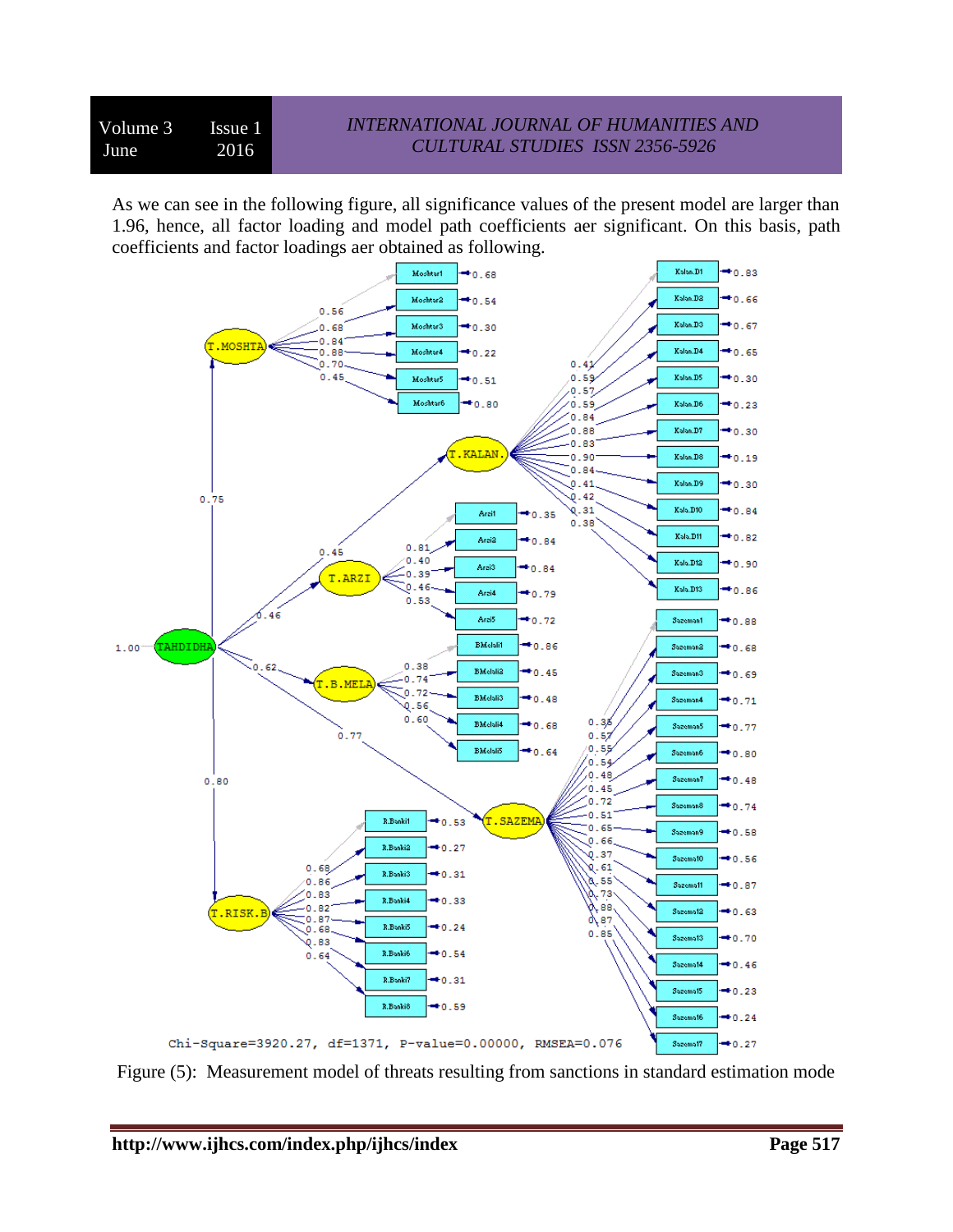As we can see in the following figure, all significance values of the present model are larger than 1.96, hence, all factor loading and model path coefficients aer significant. On this basis, path coefficients and factor loadings aer obtained as following.

Figure (5): Measurement model of threats resulting from sanctions in standard estimation mode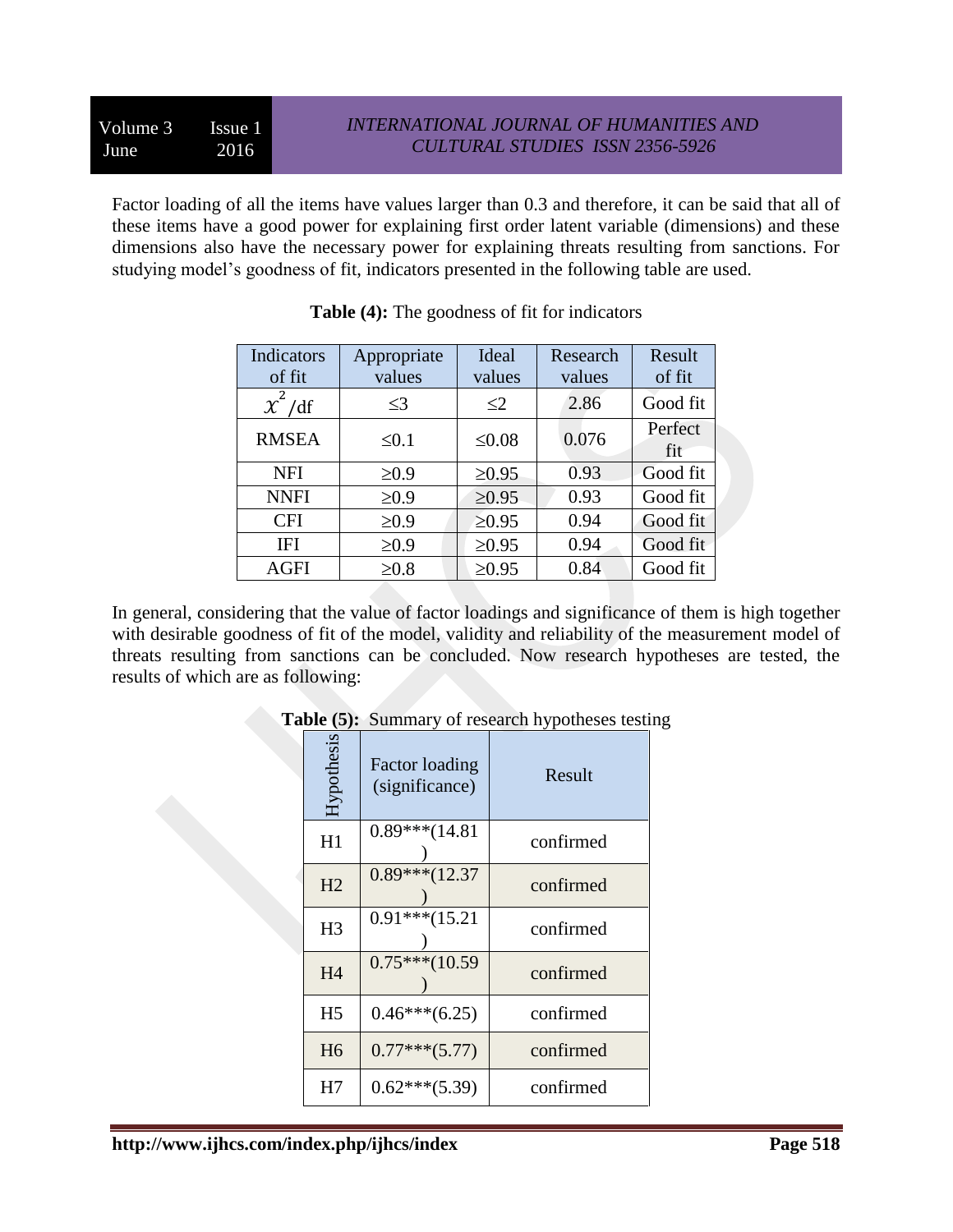Factor loading of all the items have values larger than 0.3 and therefore, it can be said that all of these items have a good power for explaining first order latent variable (dimensions) and these dimensions also have the necessary power for explaining threats resulting from sanctions. For studying model's goodness of fit, indicators presented in the following table are used.

**Table (4):** The goodness of fit for indicators

| Indicators of fit | Appropriate values | Ideal values | Research values | Result of fit |
|---|---|---|---|---|
| $\chi^2$/df | ≤3 | ≤2 | 2.86 | Good fit |
| RMSEA | ≤0.1 | ≤0.08 | 0.076 | Perfect fit |
| NFI | ≥0.9 | ≥0.95 | 0.93 | Good fit |
| NNFI | ≥0.9 | ≥0.95 | 0.93 | Good fit |
| CFI | ≥0.9 | ≥0.95 | 0.94 | Good fit |
| IFI | ≥0.9 | ≥0.95 | 0.94 | Good fit |
| AGFI | ≥0.8 | ≥0.95 | 0.84 | Good fit |

In general, considering that the value of factor loadings and significance of them is high together with desirable goodness of fit of the model, validity and reliability of the measurement model of threats resulting from sanctions can be concluded. Now research hypotheses are tested, the results of which are as following:

**Table (5):** Summary of research hypotheses testing

| Hypothesis | Factor loading (significance) | Result |
|---|---|---|
| H1 | 0.89***(14.81) | confirmed |
| H2 | 0.89***(12.37) | confirmed |
| H3 | 0.91***(15.21) | confirmed |
| H4 | 0.75***(10.59) | confirmed |
| H5 | 0.46***(6.25) | confirmed |
| H6 | 0.77***(5.77) | confirmed |
| H7 | 0.62***(5.39) | confirmed |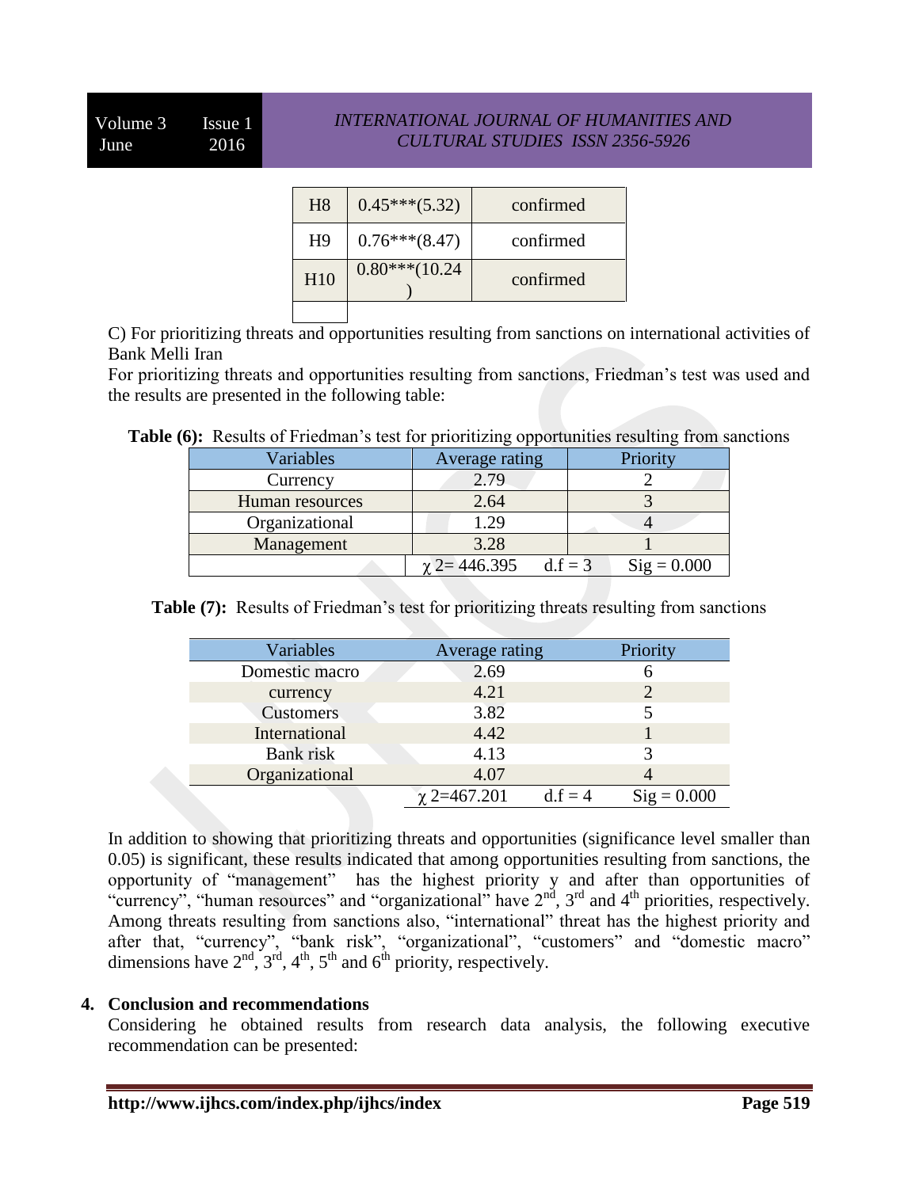| H8 | 0.45***(5.32) | confirmed |
|---|---|---|
| H9 | 0.76***(8.47) | confirmed |
| H10 | 0.80***(10.24 ) | confirmed |
| | | |

C) For prioritizing threats and opportunities resulting from sanctions on international activities of Bank Melli Iran

For prioritizing threats and opportunities resulting from sanctions, Friedman's test was used and the results are presented in the following table:

**Table (6):** Results of Friedman's test for prioritizing opportunities resulting from sanctions

| Variables | Average rating | Priority |
|---|---|---|
| Currency | 2.79 | 2 |
| Human resources | 2.64 | 3 |
| Organizational | 1.29 | 4 |
| Management | 3.28 | 1 |
| | $\chi$ 2= 446.395 &nbsp;&nbsp; d.f = 3 | Sig = 0.000 |

**Table (7):** Results of Friedman's test for prioritizing threats resulting from sanctions

| Variables | Average rating | Priority |
|---|---|---|
| Domestic macro | 2.69 | 6 |
| currency | 4.21 | 2 |
| Customers | 3.82 | 5 |
| International | 4.42 | 1 |
| Bank risk | 4.13 | 3 |
| Organizational | 4.07 | 4 |
| | $\chi$ 2=467.201 &nbsp;&nbsp; d.f = 4 | Sig = 0.000 |

In addition to showing that prioritizing threats and opportunities (significance level smaller than 0.05) is significant, these results indicated that among opportunities resulting from sanctions, the opportunity of "management" has the highest priority y and after than opportunities of "currency", "human resources" and "organizational" have 2nd, 3rd and 4th priorities, respectively. Among threats resulting from sanctions also, "international" threat has the highest priority and after that, "currency", "bank risk", "organizational", "customers" and "domestic macro" dimensions have 2nd, 3rd, 4th, 5th and 6th priority, respectively.

## 4. Conclusion and recommendations

Considering he obtained results from research data analysis, the following executive recommendation can be presented: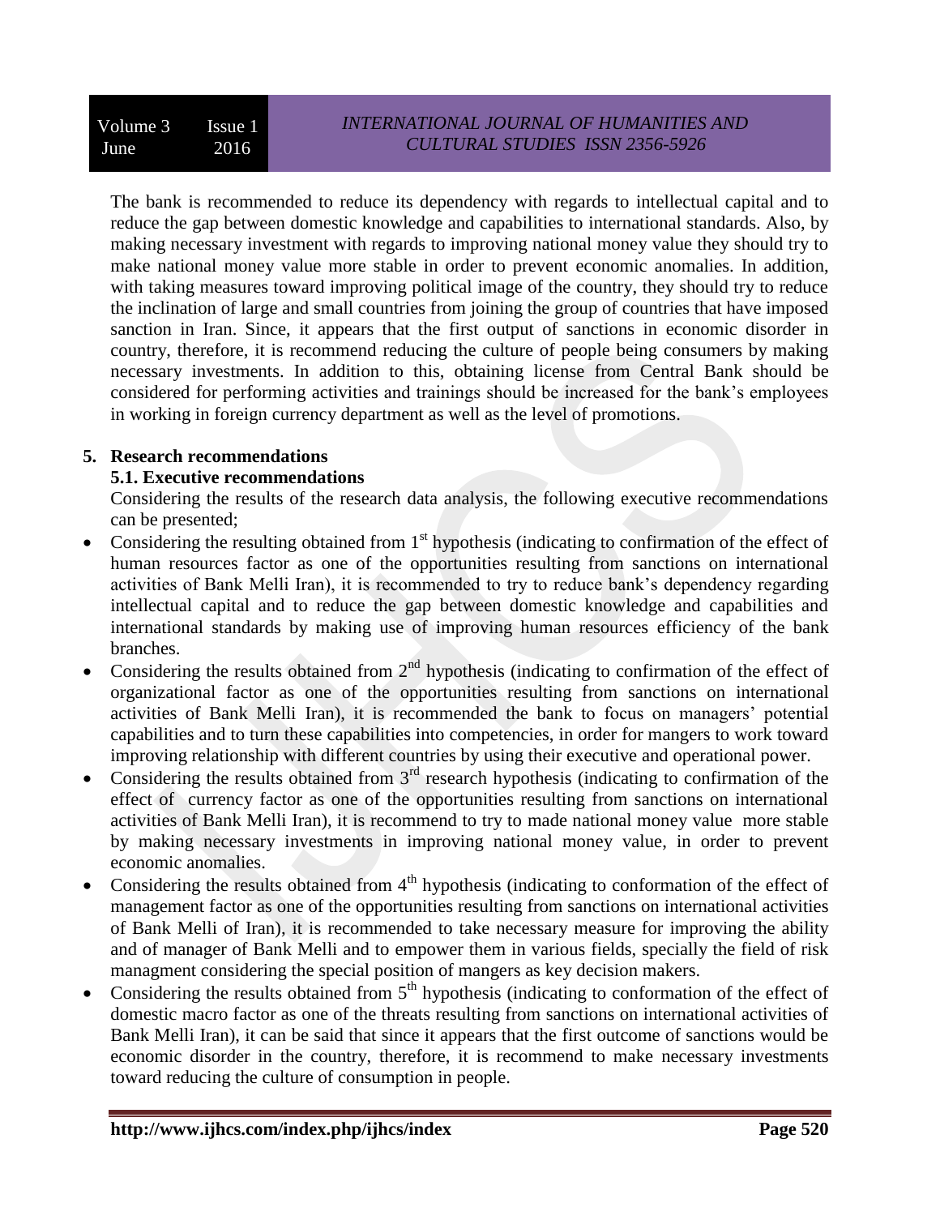The bank is recommended to reduce its dependency with regards to intellectual capital and to reduce the gap between domestic knowledge and capabilities to international standards. Also, by making necessary investment with regards to improving national money value they should try to make national money value more stable in order to prevent economic anomalies. In addition, with taking measures toward improving political image of the country, they should try to reduce the inclination of large and small countries from joining the group of countries that have imposed sanction in Iran. Since, it appears that the first output of sanctions in economic disorder in country, therefore, it is recommend reducing the culture of people being consumers by making necessary investments. In addition to this, obtaining license from Central Bank should be considered for performing activities and trainings should be increased for the bank's employees in working in foreign currency department as well as the level of promotions.

## 5. Research recommendations

### 5.1. Executive recommendations

Considering the results of the research data analysis, the following executive recommendations can be presented;

- Considering the resulting obtained from 1st hypothesis (indicating to confirmation of the effect of human resources factor as one of the opportunities resulting from sanctions on international activities of Bank Melli Iran), it is recommended to try to reduce bank's dependency regarding intellectual capital and to reduce the gap between domestic knowledge and capabilities and international standards by making use of improving human resources efficiency of the bank branches.
- Considering the results obtained from 2nd hypothesis (indicating to confirmation of the effect of organizational factor as one of the opportunities resulting from sanctions on international activities of Bank Melli Iran), it is recommended the bank to focus on managers' potential capabilities and to turn these capabilities into competencies, in order for mangers to work toward improving relationship with different countries by using their executive and operational power.
- Considering the results obtained from 3rd research hypothesis (indicating to confirmation of the effect of currency factor as one of the opportunities resulting from sanctions on international activities of Bank Melli Iran), it is recommend to try to made national money value more stable by making necessary investments in improving national money value, in order to prevent economic anomalies.
- Considering the results obtained from 4th hypothesis (indicating to conformation of the effect of management factor as one of the opportunities resulting from sanctions on international activities of Bank Melli of Iran), it is recommended to take necessary measure for improving the ability and of manager of Bank Melli and to empower them in various fields, specially the field of risk managment considering the special position of mangers as key decision makers.
- Considering the results obtained from 5th hypothesis (indicating to conformation of the effect of domestic macro factor as one of the threats resulting from sanctions on international activities of Bank Melli Iran), it can be said that since it appears that the first outcome of sanctions would be economic disorder in the country, therefore, it is recommend to make necessary investments toward reducing the culture of consumption in people.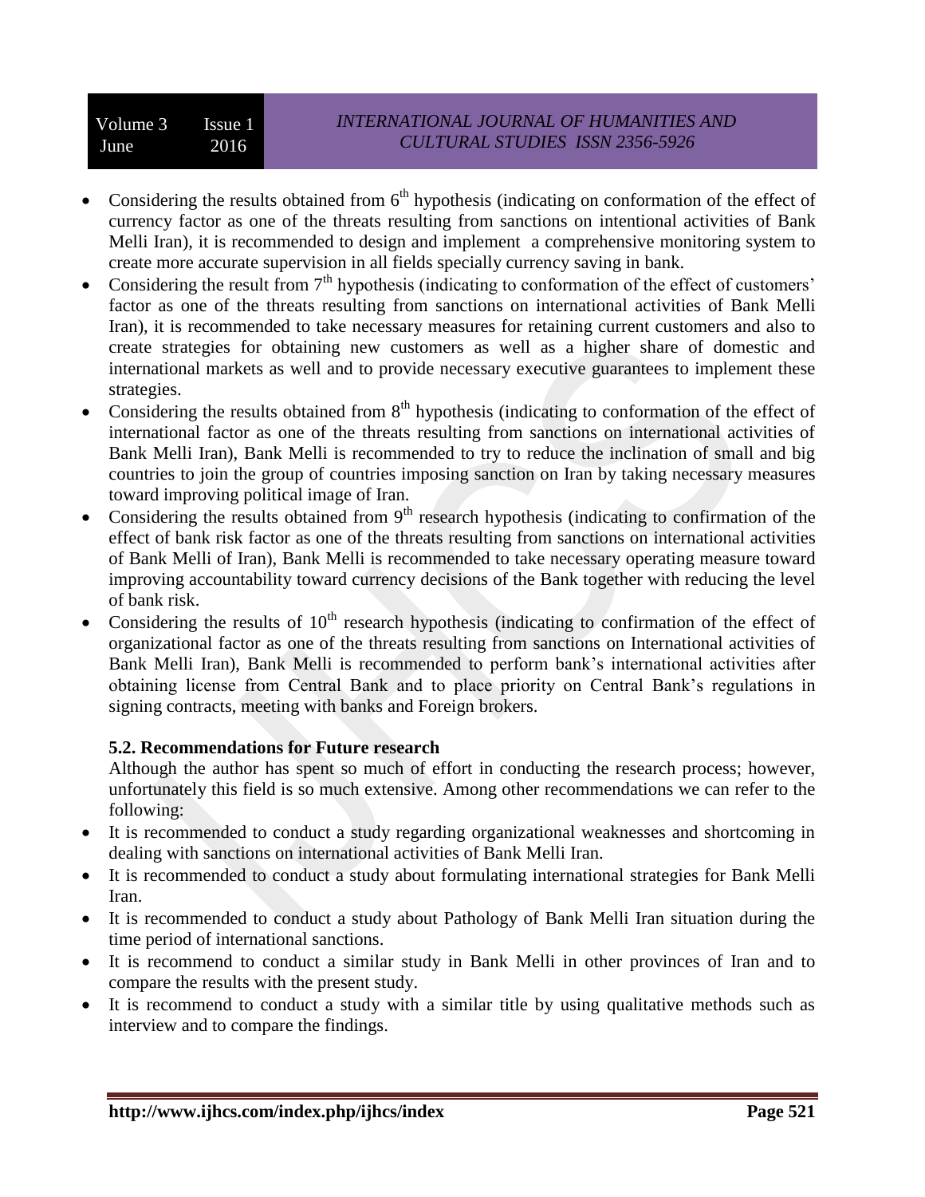- Considering the results obtained from 6th hypothesis (indicating on conformation of the effect of currency factor as one of the threats resulting from sanctions on intentional activities of Bank Melli Iran), it is recommended to design and implement a comprehensive monitoring system to create more accurate supervision in all fields specially currency saving in bank.
- Considering the result from 7th hypothesis (indicating to conformation of the effect of customers' factor as one of the threats resulting from sanctions on international activities of Bank Melli Iran), it is recommended to take necessary measures for retaining current customers and also to create strategies for obtaining new customers as well as a higher share of domestic and international markets as well and to provide necessary executive guarantees to implement these strategies.
- Considering the results obtained from 8th hypothesis (indicating to conformation of the effect of international factor as one of the threats resulting from sanctions on international activities of Bank Melli Iran), Bank Melli is recommended to try to reduce the inclination of small and big countries to join the group of countries imposing sanction on Iran by taking necessary measures toward improving political image of Iran.
- Considering the results obtained from 9th research hypothesis (indicating to confirmation of the effect of bank risk factor as one of the threats resulting from sanctions on international activities of Bank Melli of Iran), Bank Melli is recommended to take necessary operating measure toward improving accountability toward currency decisions of the Bank together with reducing the level of bank risk.
- Considering the results of 10th research hypothesis (indicating to confirmation of the effect of organizational factor as one of the threats resulting from sanctions on International activities of Bank Melli Iran), Bank Melli is recommended to perform bank's international activities after obtaining license from Central Bank and to place priority on Central Bank's regulations in signing contracts, meeting with banks and Foreign brokers.

### 5.2. Recommendations for Future research

Although the author has spent so much of effort in conducting the research process; however, unfortunately this field is so much extensive. Among other recommendations we can refer to the following:

- It is recommended to conduct a study regarding organizational weaknesses and shortcoming in dealing with sanctions on international activities of Bank Melli Iran.
- It is recommended to conduct a study about formulating international strategies for Bank Melli Iran.
- It is recommended to conduct a study about Pathology of Bank Melli Iran situation during the time period of international sanctions.
- It is recommend to conduct a similar study in Bank Melli in other provinces of Iran and to compare the results with the present study.
- It is recommend to conduct a study with a similar title by using qualitative methods such as interview and to compare the findings.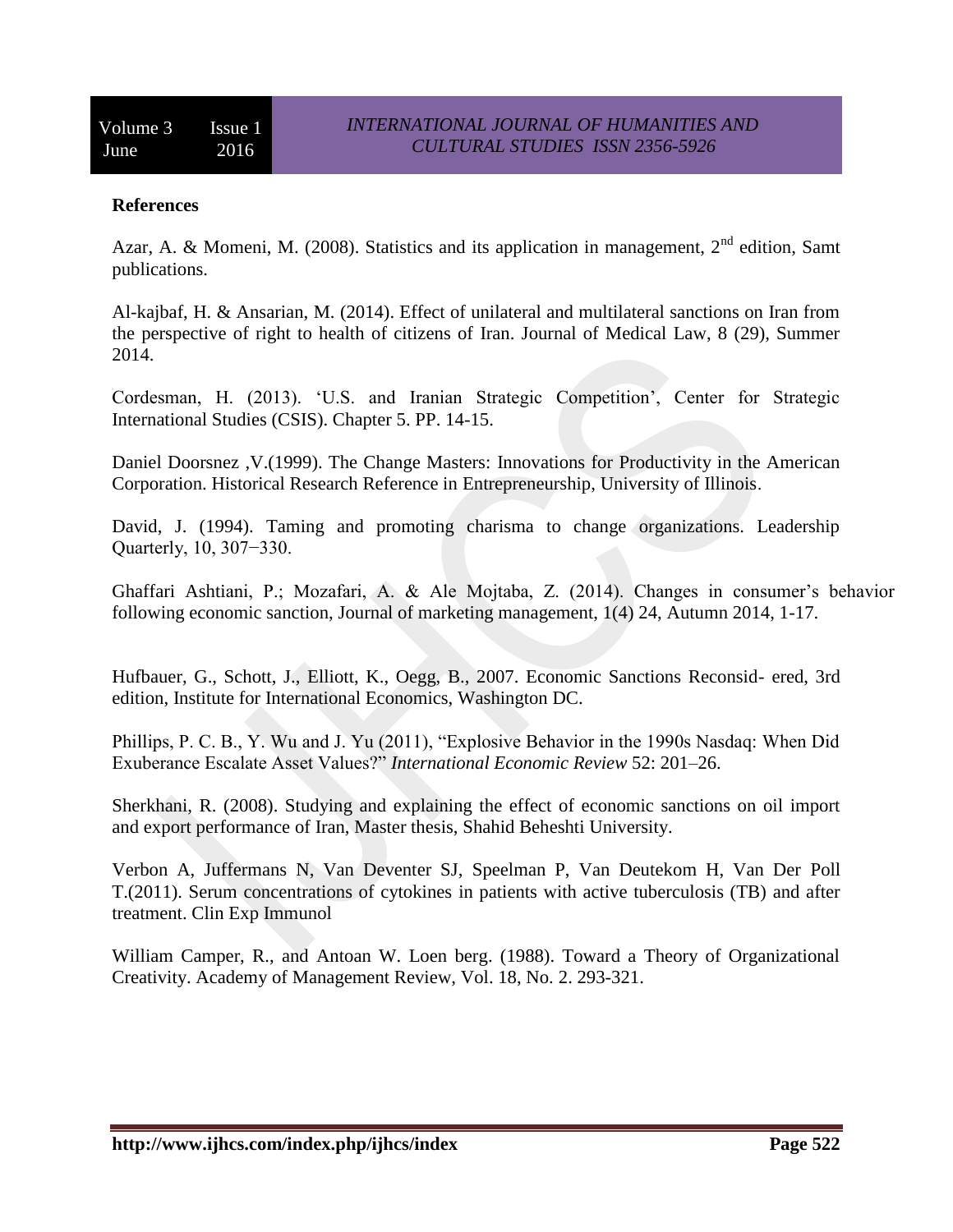**References**

Azar, A. & Momeni, M. (2008). Statistics and its application in management, 2nd edition, Samt publications.

Al-kajbaf, H. & Ansarian, M. (2014). Effect of unilateral and multilateral sanctions on Iran from the perspective of right to health of citizens of Iran. Journal of Medical Law, 8 (29), Summer 2014.

Cordesman, H. (2013). 'U.S. and Iranian Strategic Competition', Center for Strategic International Studies (CSIS). Chapter 5. PP. 14-15.

Daniel Doorsnez ,V.(1999). The Change Masters: Innovations for Productivity in the American Corporation. Historical Research Reference in Entrepreneurship, University of Illinois.

David, J. (1994). Taming and promoting charisma to change organizations. Leadership Quarterly, 10, 307−330.

Ghaffari Ashtiani, P.; Mozafari, A. & Ale Mojtaba, Z. (2014). Changes in consumer's behavior following economic sanction, Journal of marketing management, 1(4) 24, Autumn 2014, 1-17.

Hufbauer, G., Schott, J., Elliott, K., Oegg, B., 2007. Economic Sanctions Reconsid- ered, 3rd edition, Institute for International Economics, Washington DC.

Phillips, P. C. B., Y. Wu and J. Yu (2011), "Explosive Behavior in the 1990s Nasdaq: When Did Exuberance Escalate Asset Values?" *International Economic Review* 52: 201–26.

Sherkhani, R. (2008). Studying and explaining the effect of economic sanctions on oil import and export performance of Iran, Master thesis, Shahid Beheshti University.

Verbon A, Juffermans N, Van Deventer SJ, Speelman P, Van Deutekom H, Van Der Poll T.(2011). Serum concentrations of cytokines in patients with active tuberculosis (TB) and after treatment. Clin Exp Immunol

William Camper, R., and Antoan W. Loen berg. (1988). Toward a Theory of Organizational Creativity. Academy of Management Review, Vol. 18, No. 2. 293-321.